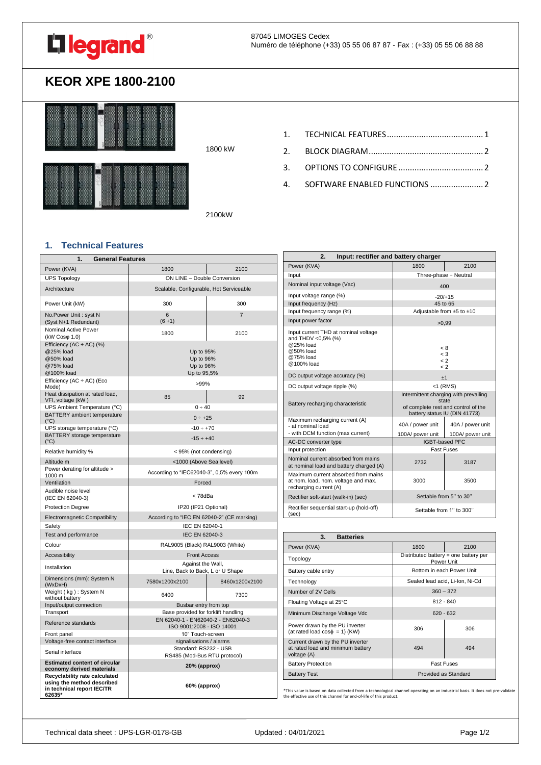**legrand**®

87045 LIMOGES Cedex
Numéro de téléphone (+33) 05 55 06 87 87 - Fax : (+33) 05 55 06 88 88

# KEOR XPE 1800-2100

1800 kW

2100kW

1. TECHNICAL FEATURES ........................................ 1
2. BLOCK DIAGRAM ................................................ 2
3. OPTIONS TO CONFIGURE .................................... 2
4. SOFTWARE ENABLED FUNCTIONS ...................... 2

## 1. Technical Features

| 1. General Features | | |
|---|---|---|
| Power (KVA) | 1800 | 2100 |
| UPS Topology | ON LINE – Double Conversion | |
| Architecture | Scalable, Configurable, Hot Serviceable | |
| Power Unit (kW) | 300 | 300 |
| No.Power Unit : syst N (Syst N+1 Redundant) | 6 (6 +1) | 7 |
| Nominal Active Power (kW Cosφ 1.0) | 1800 | 2100 |
| Efficiency (AC ÷ AC) (%) @25% load @50% load @75% load @100% load | Up to 95% Up to 96% Up to 96% Up to 95,5% | |
| Efficiency (AC ÷ AC) (Eco Mode) | >99% | |
| Heat dissipation at rated load, VFI, voltage (kW ) | 85 | 99 |
| UPS Ambient Temperature (°C) | 0 ÷ 40 | |
| BATTERY ambient temperature (°C) | 0 ÷ +25 | |
| UPS storage temperature (°C) | -10 ÷ +70 | |
| BATTERY storage temperature (°C) | -15 ÷ +40 | |
| Relative humidity % | < 95% (not condensing) | |
| Altitude m | <1000 (Above Sea level) | |
| Power derating for altitude > 1000 m | According to "IEC62040-3", 0,5% every 100m | |
| Ventilation | Forced | |
| Audible noise level (IEC EN 62040-3) | < 78dBa | |
| Protection Degree | IP20 (IP21 Optional) | |
| Electromagnetic Compatibility | According to "IEC EN 62040-2" (CE marking) | |
| Safety | IEC EN 62040-1 | |
| Test and performance | IEC EN 62040-3 | |
| Colour | RAL9005 (Black) RAL9003 (White) | |
| Accessibility | Front Access | |
| Installation | Against the Wall, Line, Back to Back, L or U Shape | |
| Dimensions (mm): System N (WxDxH) | 7580x1200x2100 | 8460x1200x2100 |
| Weight ( kg ) : System N without battery | 6400 | 7300 |
| Input/output connection | Busbar entry from top | |
| Transport | Base provided for forklift handling | |
| Reference standards | EN 62040-1 - EN62040-2 - EN62040-3 ISO 9001:2008 - ISO 14001 | |
| Front panel | 10" Touch-screen | |
| Voltage-free contact interface | signalisations / alarms | |
| Serial interface | Standard: RS232 - USB RS485 (Mod-Bus RTU protocol) | |
| **Estimated content of circular economy derived materials** | **20% (approx)** | |
| **Recyclability rate calculated using the method described in technical report IEC/TR 62635*** | **60% (approx)** | |

| 2. Input: rectifier and battery charger | | |
|---|---|---|
| Power (KVA) | 1800 | 2100 |
| Input | Three-phase + Neutral | |
| Nominal input voltage (Vac) | 400 | |
| Input voltage range (%) | -20/+15 | |
| Input frequency (Hz) | 45 to 65 | |
| Input frequency range (%) | Adjustable from ±5 to ±10 | |
| Input power factor | >0,99 | |
| Input current THD at nominal voltage and THDV <0,5% (%) @25% load @50% load @75% load @100% load | < 8 < 3 < 2 < 2 | |
| DC output voltage accuracy (%) | ±1 | |
| DC output voltage ripple (%) | <1 (RMS) | |
| Battery recharging characteristic | Intermittent charging with prevailing state of complete rest and control of the battery status IU (DIN 41773) | |
| Maximum recharging current (A) - at nominal load - with DCM function (max current) | 40A / power unit 100A/ power unit | 40A / power unit 100A/ power unit |
| AC-DC converter type | IGBT-based PFC | |
| Input protection | Fast Fuses | |
| Nominal current absorbed from mains at nominal load and battery charged (A) | 2732 | 3187 |
| Maximum current absorbed from mains at nom. load, nom. voltage and max. recharging current (A) | 3000 | 3500 |
| Rectifier soft-start (walk-in) (sec) | Settable from 5'' to 30'' | |
| Rectifier sequential start-up (hold-off) (sec) | Settable from 1'' to 300'' | |

| 3. Batteries | | |
|---|---|---|
| Power (KVA) | 1800 | 2100 |
| Topology | Distributed battery = one battery per Power Unit | |
| Battery cable entry | Bottom in each Power Unit | |
| Technology | Sealed lead acid, Li-Ion, Ni-Cd | |
| Number of 2V Cells | 360 – 372 | |
| Floating Voltage at 25°C | 812 - 840 | |
| Minimum Discharge Voltage Vdc | 620 - 632 | |
| Power drawn by the PU inverter (at rated load cosϕ = 1) (KW) | 306 | 306 |
| Current drawn by the PU inverter at rated load and minimum battery voltage (A) | 494 | 494 |
| Battery Protection | Fast Fuses | |
| Battery Test | Provided as Standard | |

*This value is based on data collected from a technological channel operating on an industrial basis. It does not pre-validate the effective use of this channel for end-of-life of this product.

Technical data sheet : UPS-LGR-0178-GB — Updated : 04/01/2021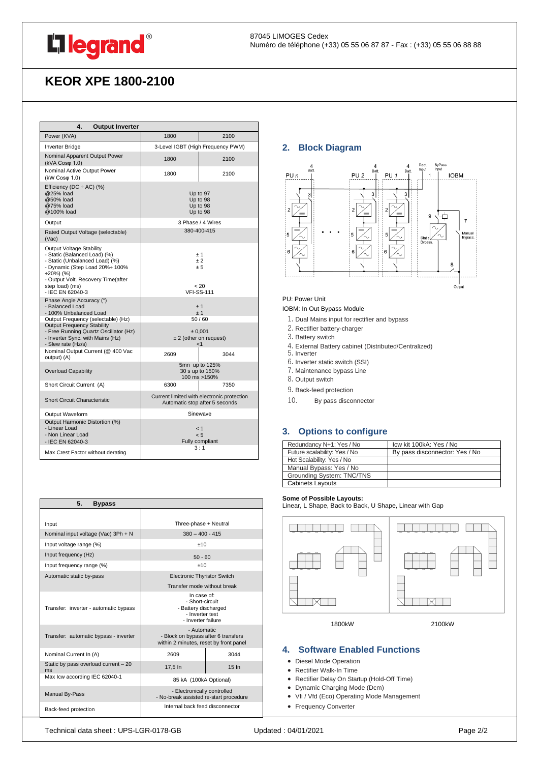87045 LIMOGES Cedex
Numéro de téléphone (+33) 05 55 06 87 87 - Fax : (+33) 05 55 06 88 88

# KEOR XPE 1800-2100

| 4. Output Inverter | | |
|---|---|---|
| Power (KVA) | 1800 | 2100 |
| Inverter Bridge | 3-Level IGBT (High Frequency PWM) | |
| Nominal Apparent Output Power (kVA Cosφ 1.0) | 1800 | 2100 |
| Nominal Active Output Power (kW Cosφ 1.0) | 1800 | 2100 |
| Efficiency (DC ÷ AC) (%)<br>@25% load<br>@50% load<br>@75% load<br>@100% load | Up to 97<br>Up to 98<br>Up to 98<br>Up to 98 | |
| Output | 3 Phase / 4 Wires | |
| Rated Output Voltage (selectable) (Vac) | 380-400-415 | |
| Output Voltage Stability<br>- Static (Balanced Load) (%)<br>- Static (Unbalanced Load) (%)<br>- Dynamic (Step Load 20%÷ 100% ÷20%) (%)<br>- Output Volt. Recovery Time(after step load) (ms)<br>- IEC EN 62040-3 | ± 1<br>± 2<br>± 5<br>< 20<br>VFI-SS-111 | |
| Phase Angle Accuracy (°)<br>- Balanced Load<br>- 100% Unbalanced Load | ± 1<br>± 1 | |
| Output Frequency (selectable) (Hz) | 50 / 60 | |
| Output Frequency Stability<br>- Free Running Quartz Oscillator (Hz)<br>- Inverter Sync. with Mains (Hz)<br>- Slew rate (Hz/s) | ± 0,001<br>± 2 (other on request)<br><1 | |
| Nominal Output Current (@ 400 Vac output) (A) | 2609 | 3044 |
| Overload Capability | 5mn up to 125%<br>30 s up to 150%<br>100 ms >150% | |
| Short Circuit Current (A) | 6300 | 7350 |
| Short Circuit Characteristic | Current limited with electronic protection<br>Automatic stop after 5 seconds | |
| Output Waveform | Sinewave | |
| Output Harmonic Distortion (%)<br>- Linear Load<br>- Non Linear Load<br>- IEC EN 62040-3 | < 1<br>< 5<br>Fully compliant | |
| Max Crest Factor without derating | 3 : 1 | |

| 5. Bypass | | |
|---|---|---|
| Input | Three-phase + Neutral | |
| Nominal input voltage (Vac) 3Ph + N | 380 – 400 - 415 | |
| Input voltage range (%) | ±10 | |
| Input frequency (Hz) | 50 - 60 | |
| Input frequency range (%) | ±10 | |
| Automatic static by-pass | Electronic Thyristor Switch<br>Transfer mode without break | |
| Transfer: inverter - automatic bypass | In case of:<br>- Short-circuit<br>- Battery discharged<br>- Inverter test<br>- Inverter failure | |
| Transfer: automatic bypass - inverter | - Automatic<br>- Block on bypass after 6 transfers within 2 minutes, reset by front panel | |
| Nominal Current In (A) | 2609 | 3044 |
| Static by pass overload current – 20 ms | 17,5 In | 15 In |
| Max Icw according IEC 62040-1 | 85 kA (100kA Optional) | |
| Manual By-Pass | - Electronically controlled<br>- No-break assisted re-start procedure | |
| Back-feed protection | Internal back feed disconnector | |

## 2. Block Diagram

4 Batt. PU n · 4 Batt. PU 2 · 4 Batt. PU 1 · Rect. Input · ByPass Input · 1 · IOBM · 2 · 3 · 5 · 6 · 9 · 7 · Manual Bypass · Static Bypass · 8 · Output

PU: Power Unit

IOBM: In Out Bypass Module

1. Dual Mains input for rectifier and bypass
2. Rectifier battery-charger
3. Battery switch
4. External Battery cabinet (Distributed/Centralized)
5. Inverter
6. Inverter static switch (SSI)
7. Maintenance bypass Line
8. Output switch
9. Back-feed protection
10. By pass disconnector

## 3. Options to configure

| | |
|---|---|
| Redundancy N+1: Yes / No | Icw kit 100kA: Yes / No |
| Future scalability: Yes / No | By pass disconnector: Yes / No |
| Hot Scalability: Yes / No | |
| Manual Bypass: Yes / No | |
| Grounding System: TNC/TNS | |
| Cabinets Layouts | |

**Some of Possible Layouts:**
Linear, L Shape, Back to Back, U Shape, Linear with Gap

1800kW

2100kW

## 4. Software Enabled Functions

- Diesel Mode Operation
- Rectifier Walk-In Time
- Rectifier Delay On Startup (Hold-Off Time)
- Dynamic Charging Mode (Dcm)
- Vfi / Vfd (Eco) Operating Mode Management
- Frequency Converter

Technical data sheet : UPS-LGR-0178-GB    Updated : 04/01/2021